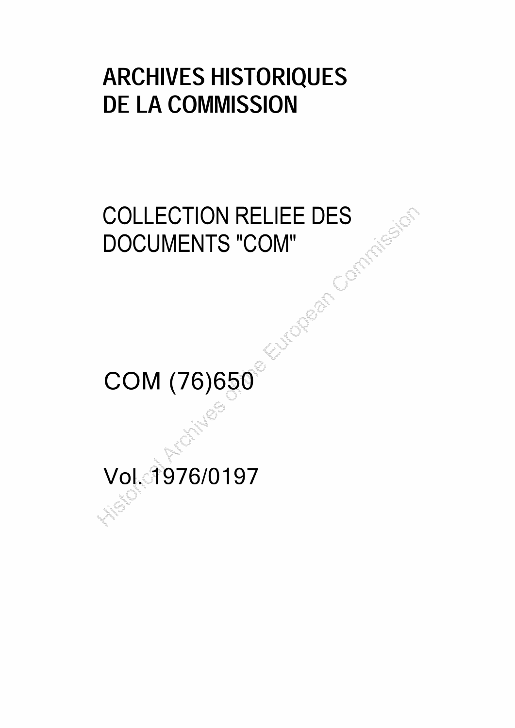# ARCHIVES HISTORIQUES DE LA COMMISSION

COLLECTION RELIEE DES DOCUMENTS "COM"

COM (76)650

Vol. 1976/0197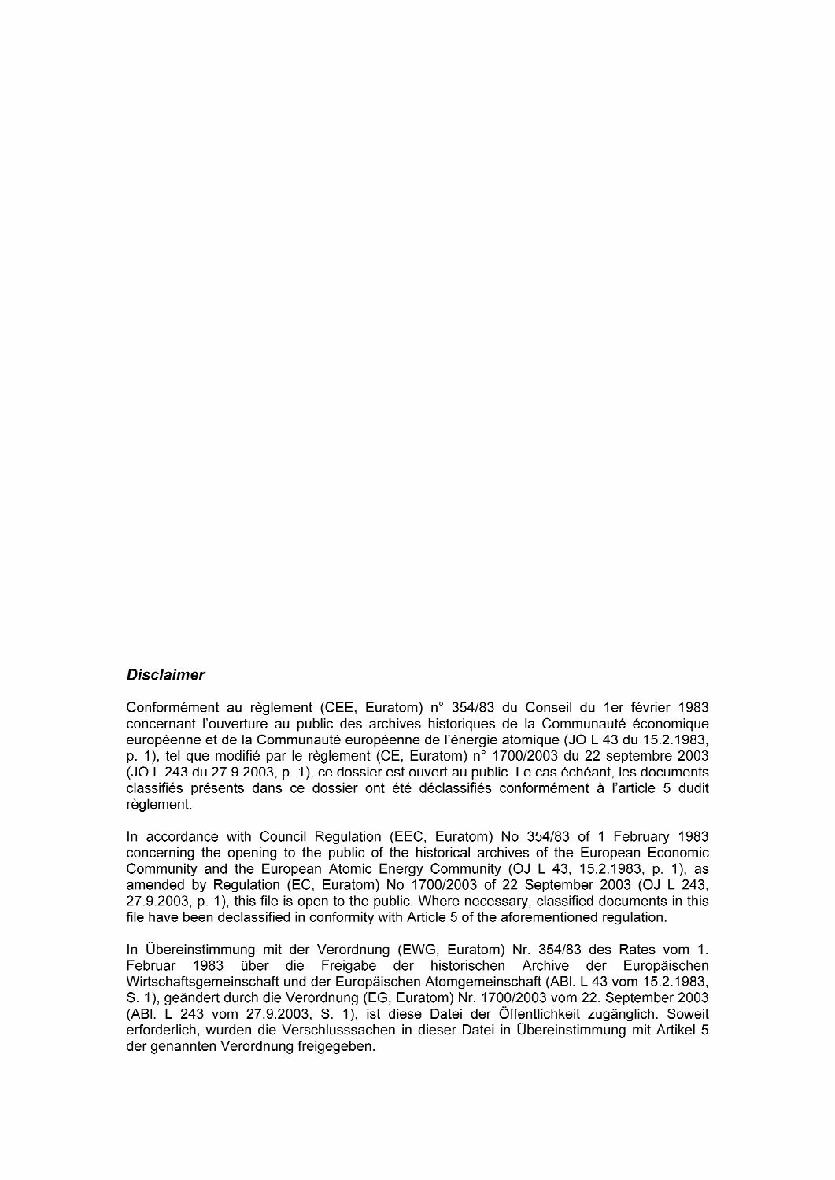***Disclaimer***

Conformément au règlement (CEE, Euratom) n° 354/83 du Conseil du 1er février 1983 concernant l'ouverture au public des archives historiques de la Communauté économique européenne et de la Communauté européenne de l'énergie atomique (JO L 43 du 15.2.1983, p. 1), tel que modifié par le règlement (CE, Euratom) n° 1700/2003 du 22 septembre 2003 (JO L 243 du 27.9.2003, p. 1), ce dossier est ouvert au public. Le cas échéant, les documents classifiés présents dans ce dossier ont été déclassifiés conformément à l'article 5 dudit règlement.

In accordance with Council Regulation (EEC, Euratom) No 354/83 of 1 February 1983 concerning the opening to the public of the historical archives of the European Economic Community and the European Atomic Energy Community (OJ L 43, 15.2.1983, p. 1), as amended by Regulation (EC, Euratom) No 1700/2003 of 22 September 2003 (OJ L 243, 27.9.2003, p. 1), this file is open to the public. Where necessary, classified documents in this file have been declassified in conformity with Article 5 of the aforementioned regulation.

In Übereinstimmung mit der Verordnung (EWG, Euratom) Nr. 354/83 des Rates vom 1. Februar 1983 über die Freigabe der historischen Archive der Europäischen Wirtschaftsgemeinschaft und der Europäischen Atomgemeinschaft (ABl. L 43 vom 15.2.1983, S. 1), geändert durch die Verordnung (EG, Euratom) Nr. 1700/2003 vom 22. September 2003 (ABl. L 243 vom 27.9.2003, S. 1), ist diese Datei der Öffentlichkeit zugänglich. Soweit erforderlich, wurden die Verschlusssachen in dieser Datei in Übereinstimmung mit Artikel 5 der genannten Verordnung freigegeben.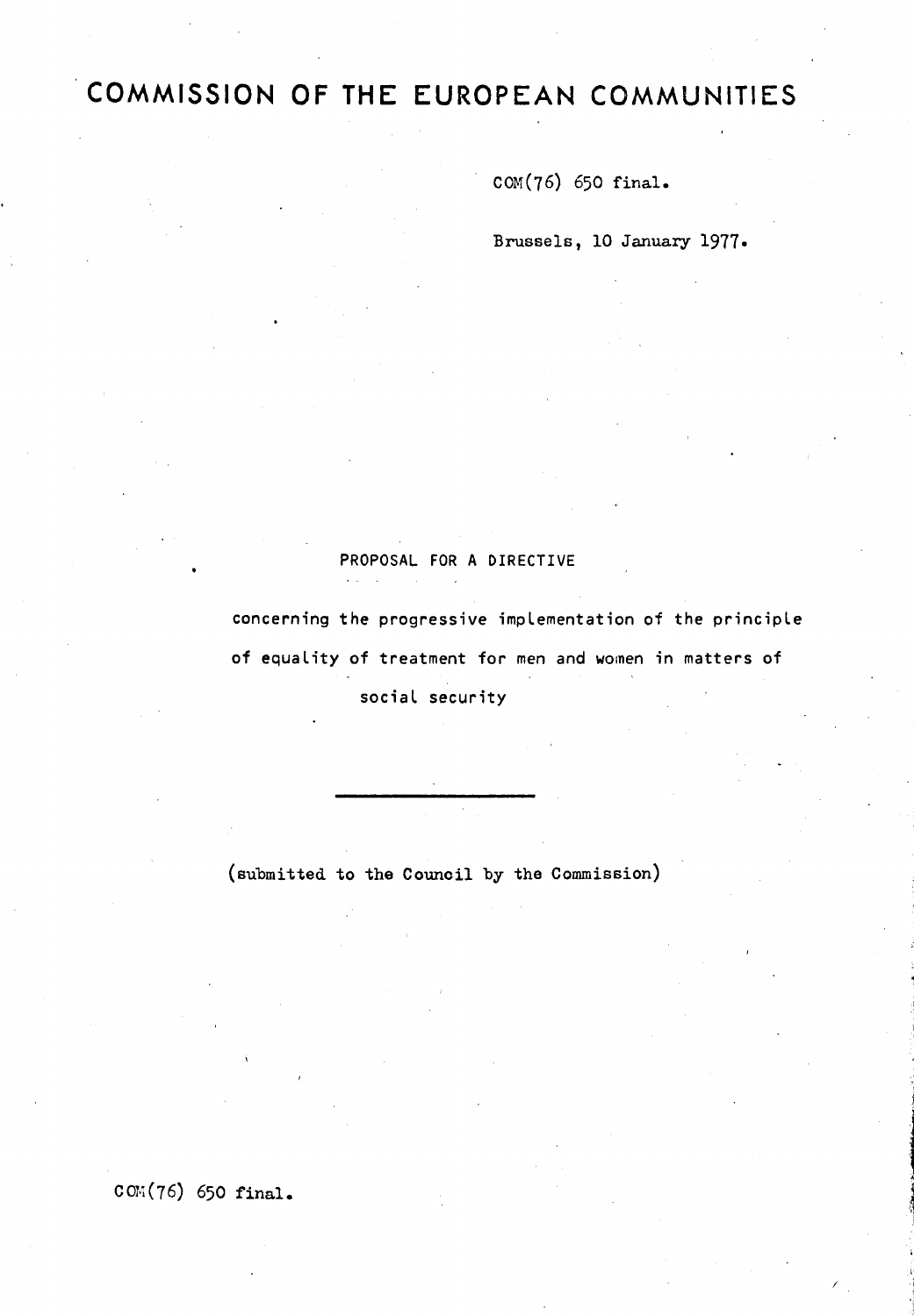# COMMISSION OF THE EUROPEAN COMMUNITIES

COM(76) 650 final.

Brussels, 10 January 1977.

PROPOSAL FOR A DIRECTIVE

concerning the progressive implementation of the principle of equality of treatment for men and women in matters of social security

---

(submitted to the Council by the Commission)

COM(76) 650 final.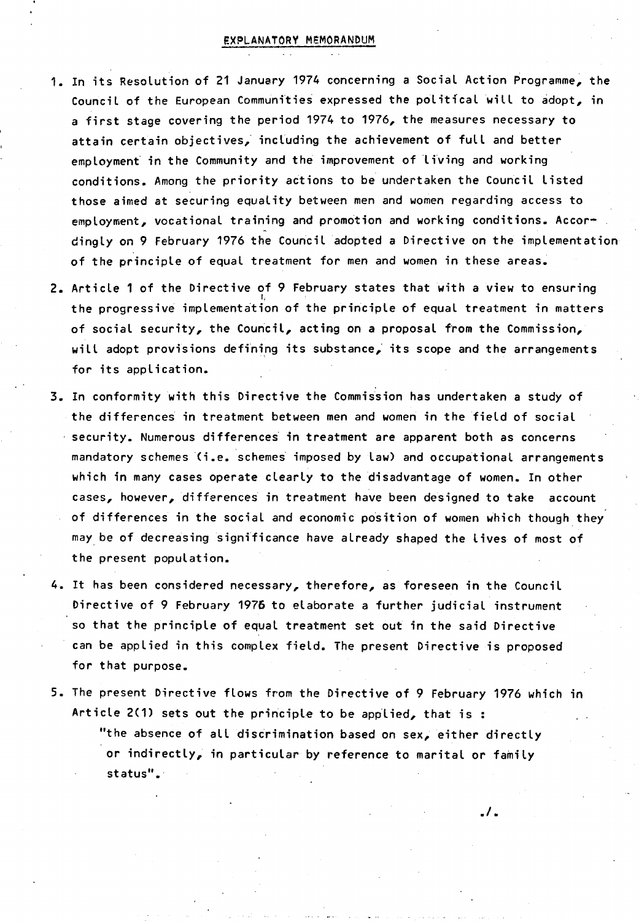## EXPLANATORY MEMORANDUM

1. In its Resolution of 21 January 1974 concerning a Social Action Programme, the Council of the European Communities expressed the political will to adopt, in a first stage covering the period 1974 to 1976, the measures necessary to attain certain objectives, including the achievement of full and better employment in the Community and the improvement of living and working conditions. Among the priority actions to be undertaken the Council listed those aimed at securing equality between men and women regarding access to employment, vocational training and promotion and working conditions. Accordingly on 9 February 1976 the Council adopted a Directive on the implementation of the principle of equal treatment for men and women in these areas.

2. Article 1 of the Directive of 9 February states that with a view to ensuring the progressive implementation of the principle of equal treatment in matters of social security, the Council, acting on a proposal from the Commission, will adopt provisions defining its substance, its scope and the arrangements for its application.

3. In conformity with this Directive the Commission has undertaken a study of the differences in treatment between men and women in the field of social security. Numerous differences in treatment are apparent both as concerns mandatory schemes (i.e. schemes imposed by law) and occupational arrangements which in many cases operate clearly to the disadvantage of women. In other cases, however, differences in treatment have been designed to take account of differences in the social and economic position of women which though they may be of decreasing significance have already shaped the lives of most of the present population.

4. It has been considered necessary, therefore, as foreseen in the Council Directive of 9 February 1976 to elaborate a further judicial instrument so that the principle of equal treatment set out in the said Directive can be applied in this complex field. The present Directive is proposed for that purpose.

5. The present Directive flows from the Directive of 9 February 1976 which in Article 2(1) sets out the principle to be applied, that is :

   "the absence of all discrimination based on sex, either directly or indirectly, in particular by reference to marital or family status".

./.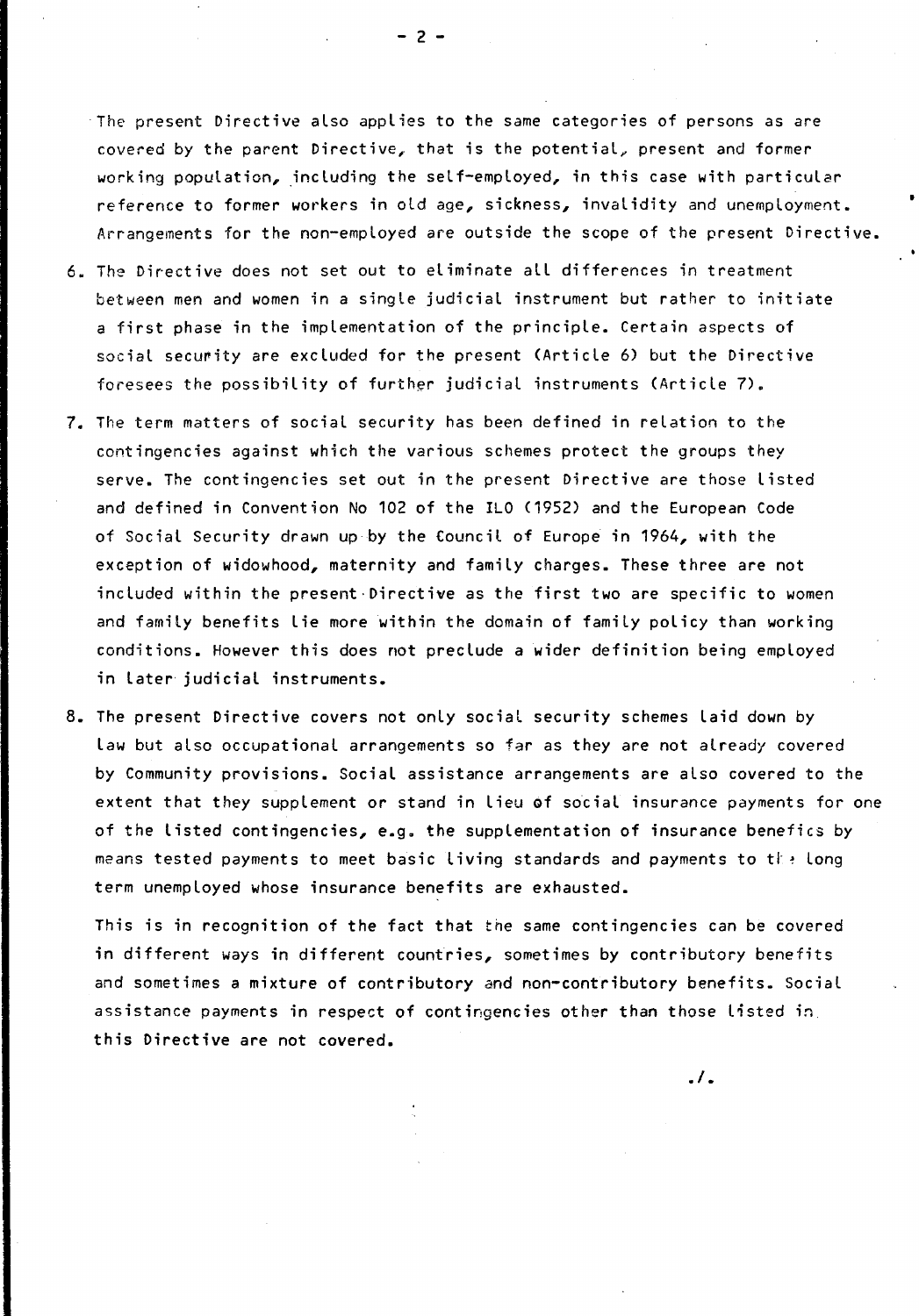The present Directive also applies to the same categories of persons as are covered by the parent Directive, that is the potential, present and former working population, including the self-employed, in this case with particular reference to former workers in old age, sickness, invalidity and unemployment. Arrangements for the non-employed are outside the scope of the present Directive.

6. The Directive does not set out to eliminate all differences in treatment between men and women in a single judicial instrument but rather to initiate a first phase in the implementation of the principle. Certain aspects of social security are excluded for the present (Article 6) but the Directive foresees the possibility of further judicial instruments (Article 7).

7. The term matters of social security has been defined in relation to the contingencies against which the various schemes protect the groups they serve. The contingencies set out in the present Directive are those listed and defined in Convention No 102 of the ILO (1952) and the European Code of Social Security drawn up by the Council of Europe in 1964, with the exception of widowhood, maternity and family charges. These three are not included within the present Directive as the first two are specific to women and family benefits lie more within the domain of family policy than working conditions. However this does not preclude a wider definition being employed in later judicial instruments.

8. The present Directive covers not only social security schemes laid down by law but also occupational arrangements so far as they are not already covered by Community provisions. Social assistance arrangements are also covered to the extent that they supplement or stand in lieu of social insurance payments for one of the listed contingencies, e.g. the supplementation of insurance benefics by means tested payments to meet basic living standards and payments to the long term unemployed whose insurance benefits are exhausted.

   This is in recognition of the fact that the same contingencies can be covered in different ways in different countries, sometimes by contributory benefits and sometimes a mixture of contributory and non-contributory benefits. Social assistance payments in respect of contingencies other than those listed in this Directive are not covered.

./.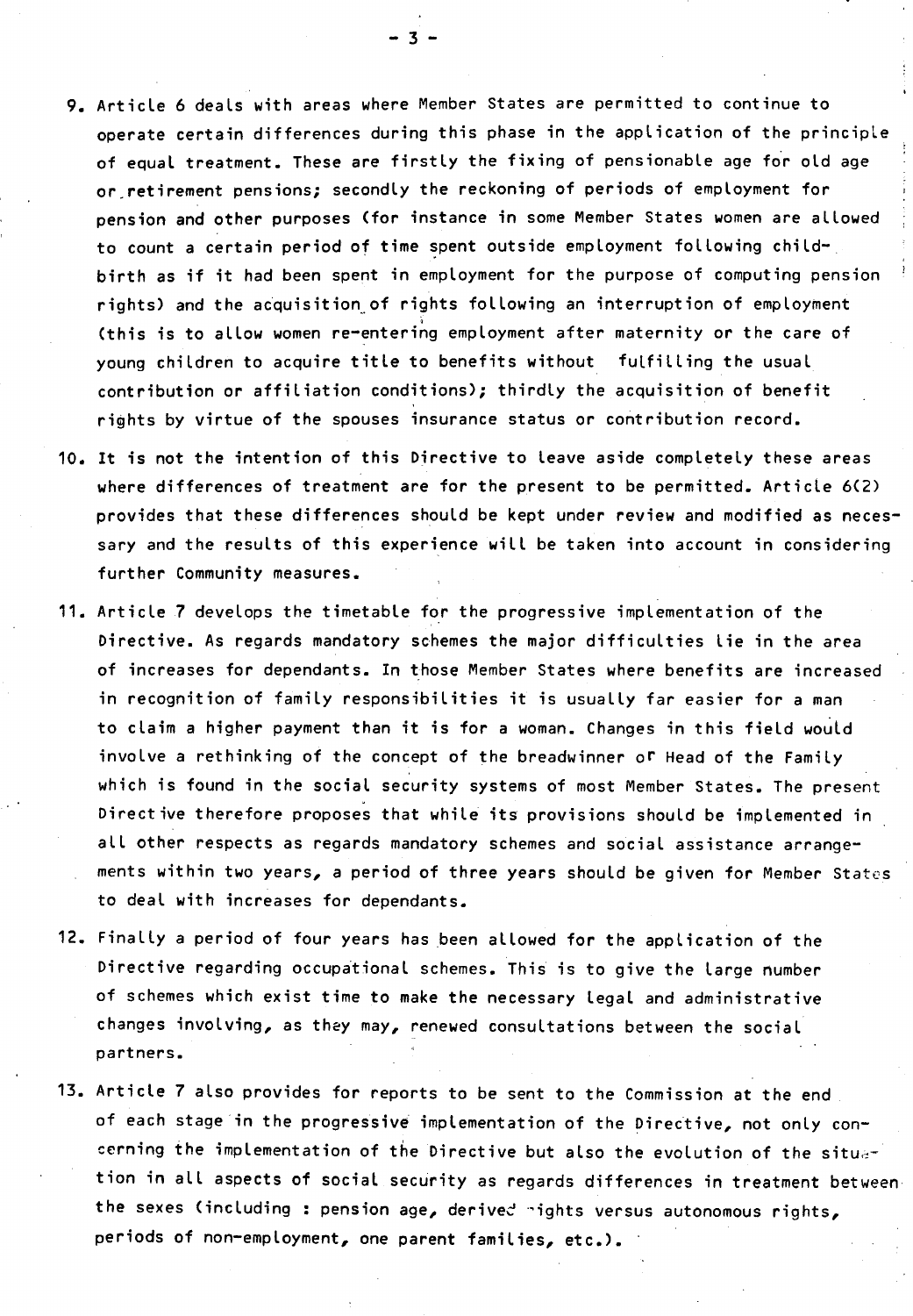9. Article 6 deals with areas where Member States are permitted to continue to operate certain differences during this phase in the application of the principle of equal treatment. These are firstly the fixing of pensionable age for old age or retirement pensions; secondly the reckoning of periods of employment for pension and other purposes (for instance in some Member States women are allowed to count a certain period of time spent outside employment following child-birth as if it had been spent in employment for the purpose of computing pension rights) and the acquisition of rights following an interruption of employment (this is to allow women re-entering employment after maternity or the care of young children to acquire title to benefits without fulfilling the usual contribution or affiliation conditions); thirdly the acquisition of benefit rights by virtue of the spouses insurance status or contribution record.

10. It is not the intention of this Directive to leave aside completely these areas where differences of treatment are for the present to be permitted. Article 6(2) provides that these differences should be kept under review and modified as necessary and the results of this experience will be taken into account in considering further Community measures.

11. Article 7 develops the timetable for the progressive implementation of the Directive. As regards mandatory schemes the major difficulties lie in the area of increases for dependants. In those Member States where benefits are increased in recognition of family responsibilities it is usually far easier for a man to claim a higher payment than it is for a woman. Changes in this field would involve a rethinking of the concept of the breadwinner or Head of the Family which is found in the social security systems of most Member States. The present Directive therefore proposes that while its provisions should be implemented in all other respects as regards mandatory schemes and social assistance arrangements within two years, a period of three years should be given for Member States to deal with increases for dependants.

12. Finally a period of four years has been allowed for the application of the Directive regarding occupational schemes. This is to give the large number of schemes which exist time to make the necessary legal and administrative changes involving, as they may, renewed consultations between the social partners.

13. Article 7 also provides for reports to be sent to the Commission at the end of each stage in the progressive implementation of the Directive, not only concerning the implementation of the Directive but also the evolution of the situation in all aspects of social security as regards differences in treatment between the sexes (including : pension age, derived rights versus autonomous rights, periods of non-employment, one parent families, etc.).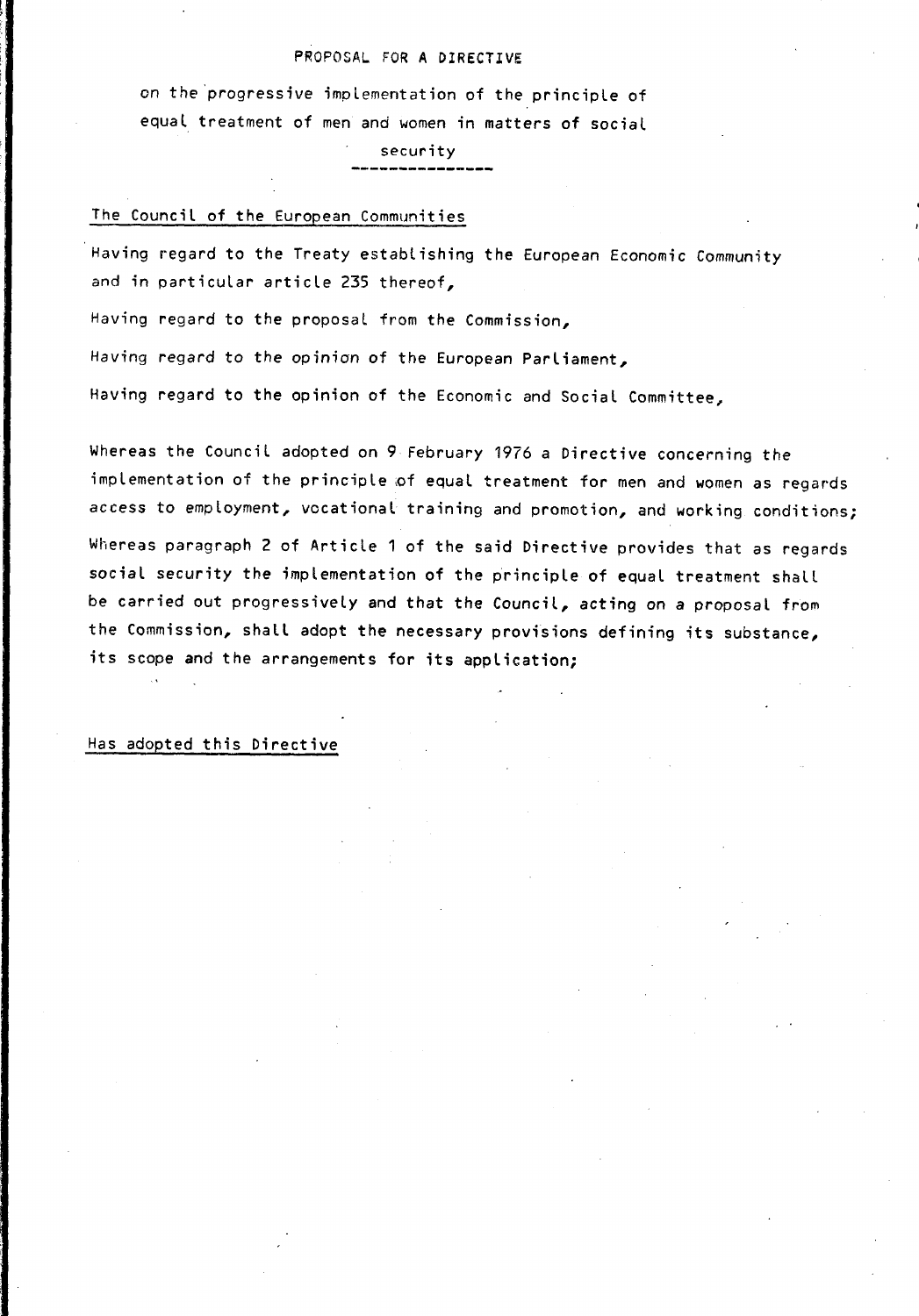# PROPOSAL FOR A DIRECTIVE

## on the progressive implementation of the principle of equal treatment of men and women in matters of social security

The Council of the European Communities

Having regard to the Treaty establishing the European Economic Community and in particular article 235 thereof,

Having regard to the proposal from the Commission,

Having regard to the opinion of the European Parliament,

Having regard to the opinion of the Economic and Social Committee,

Whereas the Council adopted on 9 February 1976 a Directive concerning the implementation of the principle of equal treatment for men and women as regards access to employment, vocational training and promotion, and working conditions;

Whereas paragraph 2 of Article 1 of the said Directive provides that as regards social security the implementation of the principle of equal treatment shall be carried out progressively and that the Council, acting on a proposal from the Commission, shall adopt the necessary provisions defining its substance, its scope and the arrangements for its application;

Has adopted this Directive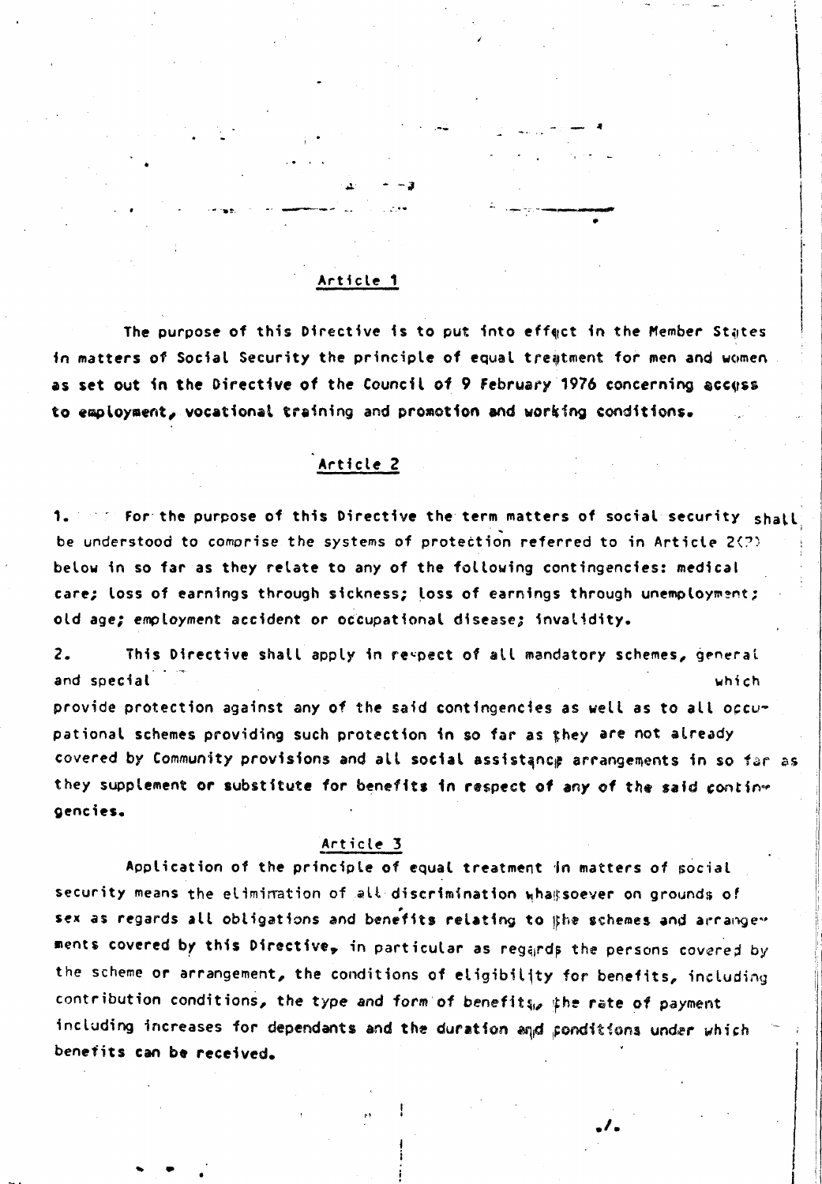## Article 1

The purpose of this Directive is to put into effect in the Member States in matters of Social Security the principle of equal treatment for men and women as set out in the Directive of the Council of 9 February 1976 concerning access to employment, vocational training and promotion and working conditions.

## Article 2

1. For the purpose of this Directive the term matters of social security shall be understood to comprise the systems of protection referred to in Article 2(2) below in so far as they relate to any of the following contingencies: medical care; loss of earnings through sickness; loss of earnings through unemployment; old age; employment accident or occupational disease; invalidity.

2. This Directive shall apply in respect of all mandatory schemes, general and special which provide protection against any of the said contingencies as well as to all occupational schemes providing such protection in so far as they are not already covered by Community provisions and all social assistance arrangements in so far as they supplement or substitute for benefits in respect of any of the said contingencies.

## Article 3

Application of the principle of equal treatment in matters of social security means the elimination of all discrimination whatsoever on grounds of sex as regards all obligations and benefits relating to the schemes and arrangements covered by this Directive, in particular as regards the persons covered by the scheme or arrangement, the conditions of eligibility for benefits, including contribution conditions, the type and form of benefits, the rate of payment including increases for dependants and the duration and conditions under which benefits can be received.

./.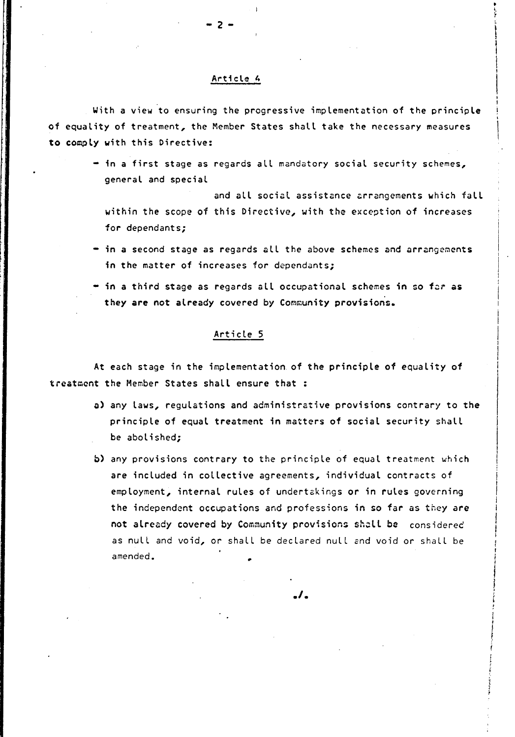## Article 4

With a view to ensuring the progressive implementation of the principle of equality of treatment, the Member States shall take the necessary measures to comply with this Directive:

- in a first stage as regards all mandatory social security schemes, general and special and all social assistance arrangements which fall within the scope of this Directive, with the exception of increases for dependants;
- in a second stage as regards all the above schemes and arrangements in the matter of increases for dependants;
- in a third stage as regards all occupational schemes in so far as they are not already covered by Community provisions.

## Article 5

At each stage in the implementation of the principle of equality of treatment the Member States shall ensure that :

a) any laws, regulations and administrative provisions contrary to the principle of equal treatment in matters of social security shall be abolished;

b) any provisions contrary to the principle of equal treatment which are included in collective agreements, individual contracts of employment, internal rules of undertakings or in rules governing the independent occupations and professions in so far as they are not already covered by Community provisions shall be considered as null and void, or shall be declared null and void or shall be amended.

./.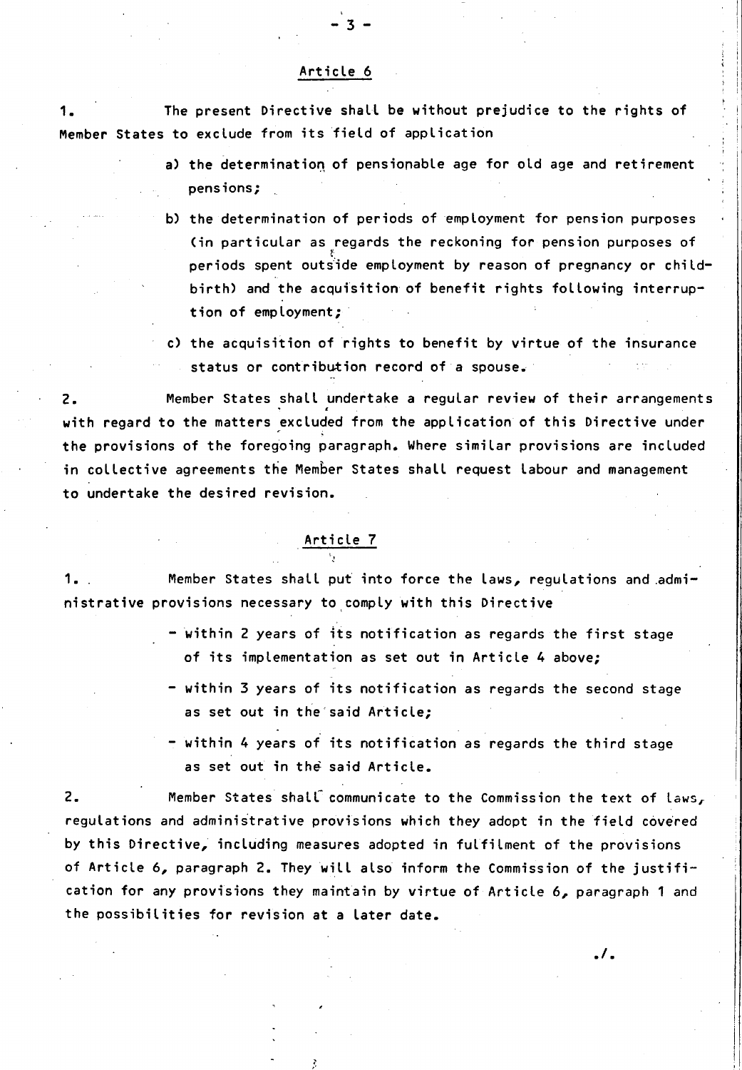## Article 6

1. The present Directive shall be without prejudice to the rights of Member States to exclude from its field of application

a) the determination of pensionable age for old age and retirement pensions;

b) the determination of periods of employment for pension purposes (in particular as regards the reckoning for pension purposes of periods spent outside employment by reason of pregnancy or child-birth) and the acquisition of benefit rights following interruption of employment;

c) the acquisition of rights to benefit by virtue of the insurance status or contribution record of a spouse.

2. Member States shall undertake a regular review of their arrangements with regard to the matters excluded from the application of this Directive under the provisions of the foregoing paragraph. Where similar provisions are included in collective agreements the Member States shall request labour and management to undertake the desired revision.

## Article 7

1. Member States shall put into force the laws, regulations and administrative provisions necessary to comply with this Directive

- within 2 years of its notification as regards the first stage of its implementation as set out in Article 4 above;
- within 3 years of its notification as regards the second stage as set out in the said Article;
- within 4 years of its notification as regards the third stage as set out in the said Article.

2. Member States shall communicate to the Commission the text of laws, regulations and administrative provisions which they adopt in the field covered by this Directive, including measures adopted in fulfilment of the provisions of Article 6, paragraph 2. They will also inform the Commission of the justification for any provisions they maintain by virtue of Article 6, paragraph 1 and the possibilities for revision at a later date.

./.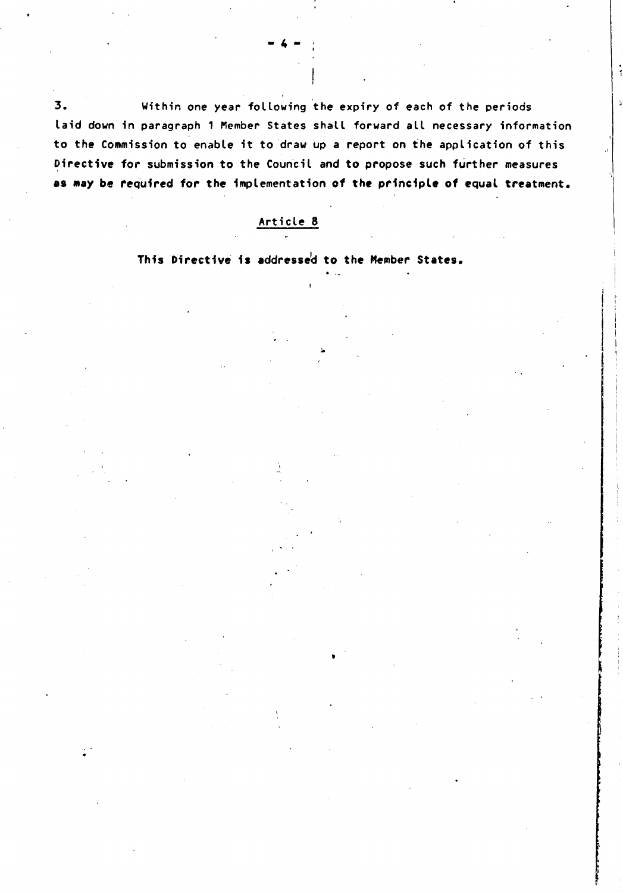3. Within one year following the expiry of each of the periods laid down in paragraph 1 Member States shall forward all necessary information to the Commission to enable it to draw up a report on the application of this Directive for submission to the Council and to propose such further measures as may be required for the implementation of the principle of equal treatment.

## Article 8

This Directive is addressed to the Member States.